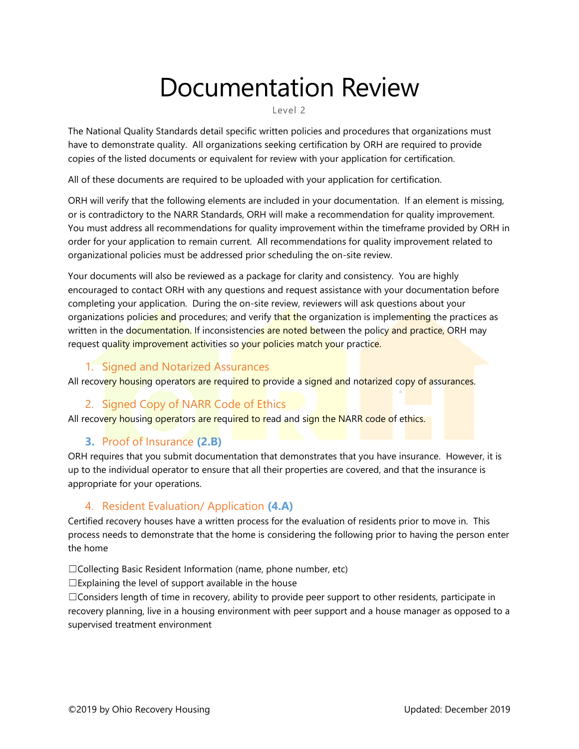# Documentation Review

Level 2

The National Quality Standards detail specific written policies and procedures that organizations must have to demonstrate quality. All organizations seeking certification by ORH are required to provide copies of the listed documents or equivalent for review with your application for certification.

All of these documents are required to be uploaded with your application for certification.

ORH will verify that the following elements are included in your documentation. If an element is missing, or is contradictory to the NARR Standards, ORH will make a recommendation for quality improvement. You must address all recommendations for quality improvement within the timeframe provided by ORH in order for your application to remain current. All recommendations for quality improvement related to organizational policies must be addressed prior scheduling the on-site review.

Your documents will also be reviewed as a package for clarity and consistency. You are highly encouraged to contact ORH with any questions and request assistance with your documentation before completing your application. During the on-site review, reviewers will ask questions about your organizations policies and procedures; and verify that the organization is implementing the practices as written in the documentation. If inconsistencies are noted between the policy and practice, ORH may request quality improvement activities so your policies match your practice.

## 1. Signed and Notarized Assurances

All recovery housing operators are required to provide a signed and notarized copy of assurances.

## 2. Signed Copy of NARR Code of Ethics

All recovery housing operators are required to read and sign the NARR code of ethics.

## 3. Proof of Insurance **(2.B)**

ORH requires that you submit documentation that demonstrates that you have insurance. However, it is up to the individual operator to ensure that all their properties are covered, and that the insurance is appropriate for your operations.

## 4. Resident Evaluation/ Application **(4.A)**

Certified recovery houses have a written process for the evaluation of residents prior to move in. This process needs to demonstrate that the home is considering the following prior to having the person enter the home

☐Collecting Basic Resident Information (name, phone number, etc)
☐Explaining the level of support available in the house
☐Considers length of time in recovery, ability to provide peer support to other residents, participate in recovery planning, live in a housing environment with peer support and a house manager as opposed to a supervised treatment environment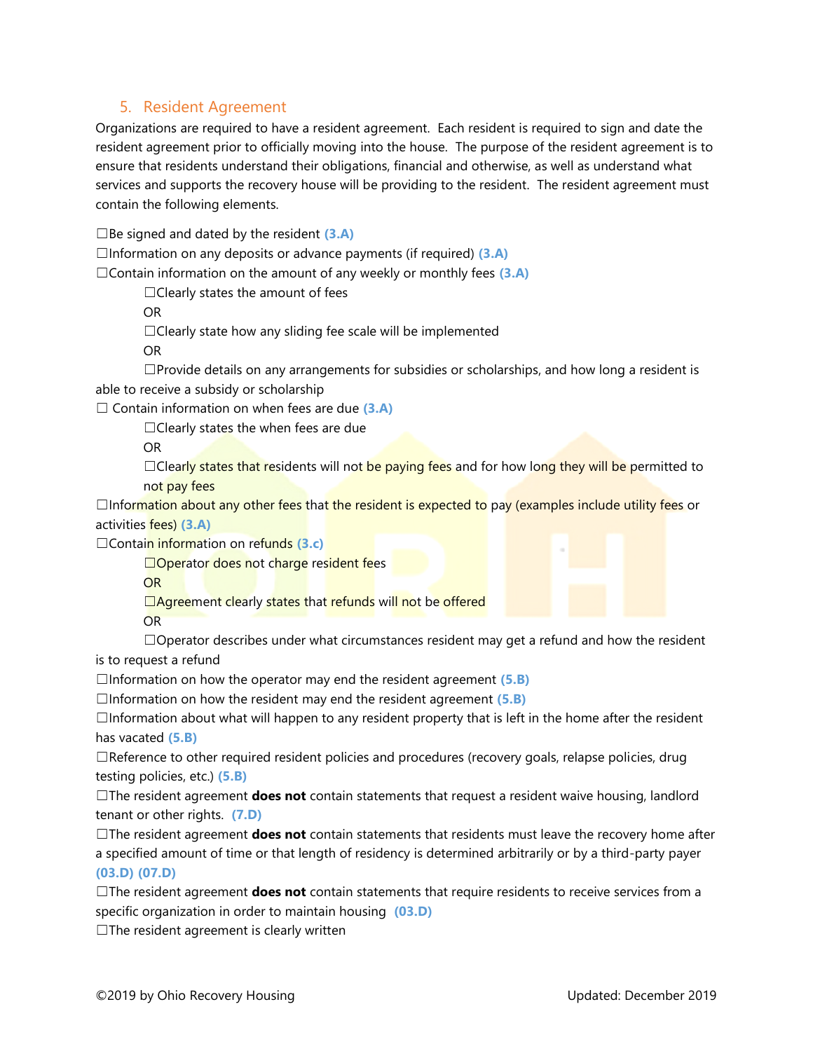## 5. Resident Agreement

Organizations are required to have a resident agreement. Each resident is required to sign and date the resident agreement prior to officially moving into the house. The purpose of the resident agreement is to ensure that residents understand their obligations, financial and otherwise, as well as understand what services and supports the recovery house will be providing to the resident. The resident agreement must contain the following elements.

☐Be signed and dated by the resident **(3.A)**
☐Information on any deposits or advance payments (if required) **(3.A)**
☐Contain information on the amount of any weekly or monthly fees **(3.A)**

- ☐Clearly states the amount of fees
  OR
- ☐Clearly state how any sliding fee scale will be implemented
  OR
- ☐Provide details on any arrangements for subsidies or scholarships, and how long a resident is able to receive a subsidy or scholarship

☐ Contain information on when fees are due **(3.A)**

- ☐Clearly states the when fees are due
  OR
- ☐Clearly states that residents will not be paying fees and for how long they will be permitted to not pay fees

☐Information about any other fees that the resident is expected to pay (examples include utility fees or activities fees) **(3.A)**
☐Contain information on refunds **(3.c)**

- ☐Operator does not charge resident fees
  OR
- ☐Agreement clearly states that refunds will not be offered
  OR
- ☐Operator describes under what circumstances resident may get a refund and how the resident is to request a refund

☐Information on how the operator may end the resident agreement **(5.B)**
☐Information on how the resident may end the resident agreement **(5.B)**
☐Information about what will happen to any resident property that is left in the home after the resident has vacated **(5.B)**
☐Reference to other required resident policies and procedures (recovery goals, relapse policies, drug testing policies, etc.) **(5.B)**
☐The resident agreement **does not** contain statements that request a resident waive housing, landlord tenant or other rights. **(7.D)**
☐The resident agreement **does not** contain statements that residents must leave the recovery home after a specified amount of time or that length of residency is determined arbitrarily or by a third-party payer **(03.D) (07.D)**
☐The resident agreement **does not** contain statements that require residents to receive services from a specific organization in order to maintain housing **(03.D)**
☐The resident agreement is clearly written

©2019 by Ohio Recovery Housing Updated: December 2019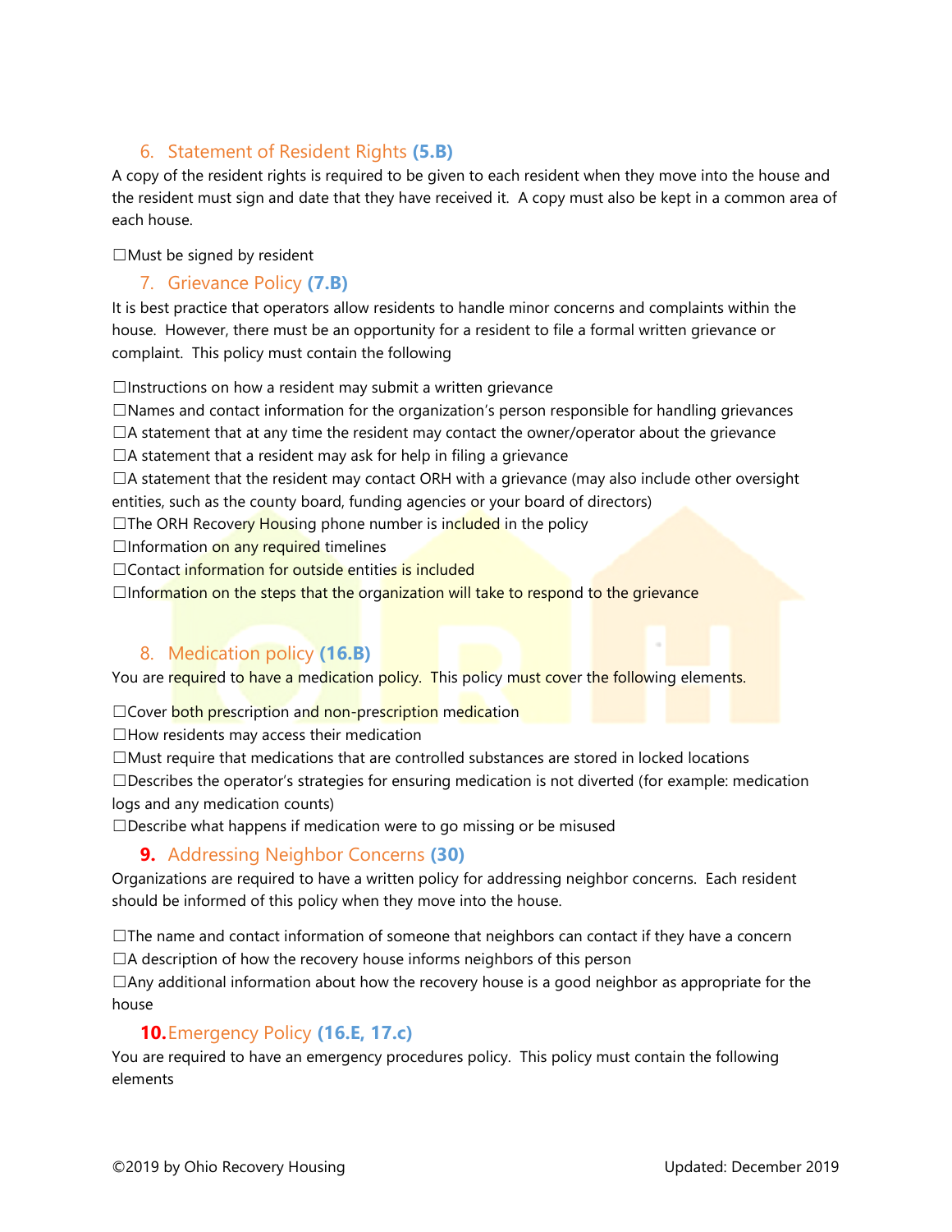### 6. Statement of Resident Rights (5.B)

A copy of the resident rights is required to be given to each resident when they move into the house and the resident must sign and date that they have received it. A copy must also be kept in a common area of each house.

☐Must be signed by resident

### 7. Grievance Policy (7.B)

It is best practice that operators allow residents to handle minor concerns and complaints within the house. However, there must be an opportunity for a resident to file a formal written grievance or complaint. This policy must contain the following

☐Instructions on how a resident may submit a written grievance
☐Names and contact information for the organization's person responsible for handling grievances
☐A statement that at any time the resident may contact the owner/operator about the grievance
☐A statement that a resident may ask for help in filing a grievance
☐A statement that the resident may contact ORH with a grievance (may also include other oversight entities, such as the county board, funding agencies or your board of directors)
☐The ORH Recovery Housing phone number is included in the policy
☐Information on any required timelines
☐Contact information for outside entities is included
☐Information on the steps that the organization will take to respond to the grievance

### 8. Medication policy (16.B)

You are required to have a medication policy. This policy must cover the following elements.

☐Cover both prescription and non-prescription medication
☐How residents may access their medication
☐Must require that medications that are controlled substances are stored in locked locations
☐Describes the operator's strategies for ensuring medication is not diverted (for example: medication logs and any medication counts)
☐Describe what happens if medication were to go missing or be misused

### 9. Addressing Neighbor Concerns (30)

Organizations are required to have a written policy for addressing neighbor concerns. Each resident should be informed of this policy when they move into the house.

☐The name and contact information of someone that neighbors can contact if they have a concern
☐A description of how the recovery house informs neighbors of this person
☐Any additional information about how the recovery house is a good neighbor as appropriate for the house

### 10. Emergency Policy (16.E, 17.c)

You are required to have an emergency procedures policy. This policy must contain the following elements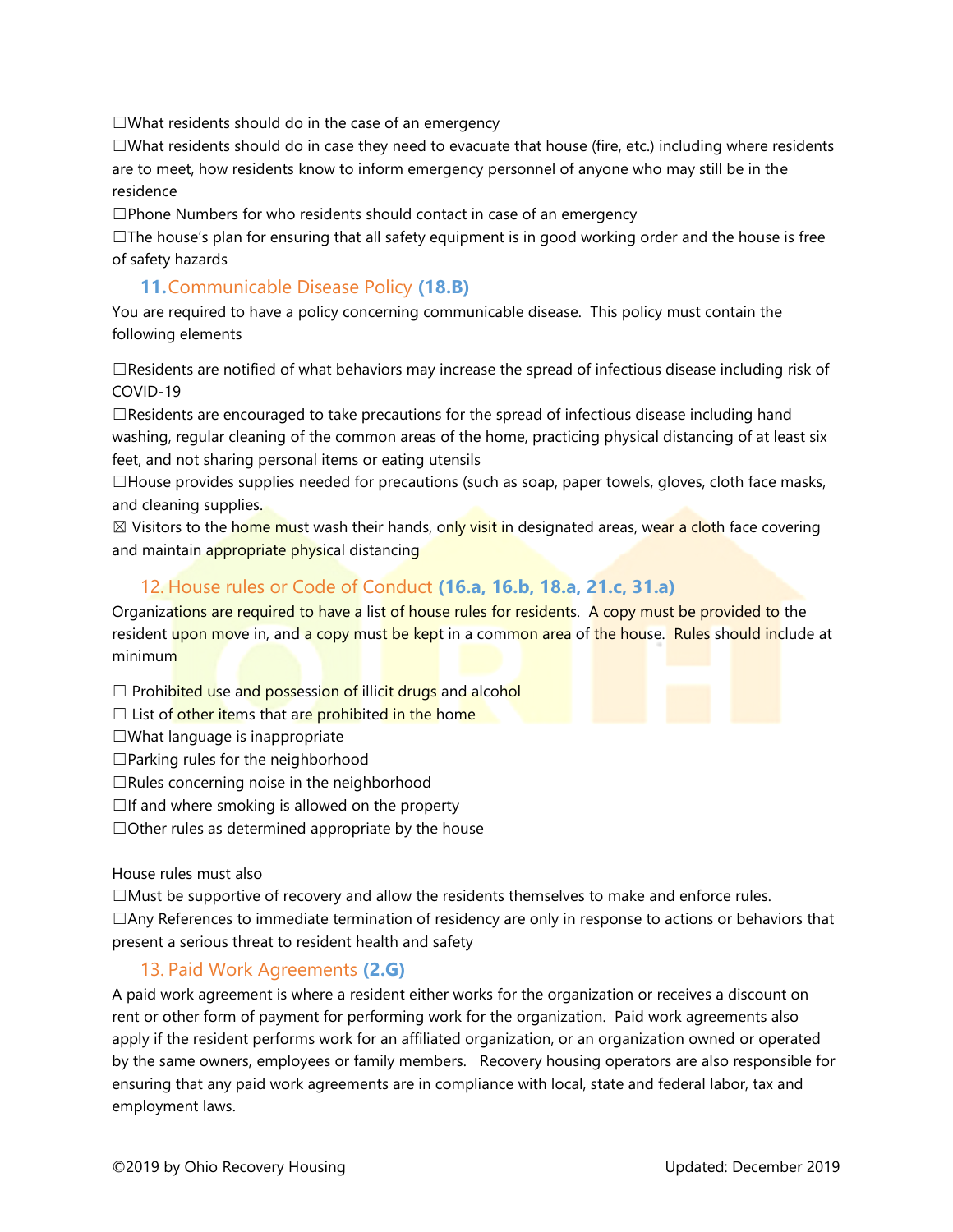☐What residents should do in the case of an emergency
☐What residents should do in case they need to evacuate that house (fire, etc.) including where residents are to meet, how residents know to inform emergency personnel of anyone who may still be in the residence
☐Phone Numbers for who residents should contact in case of an emergency
☐The house's plan for ensuring that all safety equipment is in good working order and the house is free of safety hazards

### 11. Communicable Disease Policy **(18.B)**

You are required to have a policy concerning communicable disease. This policy must contain the following elements

☐Residents are notified of what behaviors may increase the spread of infectious disease including risk of COVID-19
☐Residents are encouraged to take precautions for the spread of infectious disease including hand washing, regular cleaning of the common areas of the home, practicing physical distancing of at least six feet, and not sharing personal items or eating utensils
☐House provides supplies needed for precautions (such as soap, paper towels, gloves, cloth face masks, and cleaning supplies.
☒ Visitors to the home must wash their hands, only visit in designated areas, wear a cloth face covering and maintain appropriate physical distancing

### 12. House rules or Code of Conduct **(16.a, 16.b, 18.a, 21.c, 31.a)**

Organizations are required to have a list of house rules for residents. A copy must be provided to the resident upon move in, and a copy must be kept in a common area of the house. Rules should include at minimum

☐ Prohibited use and possession of illicit drugs and alcohol
☐ List of other items that are prohibited in the home
☐What language is inappropriate
☐Parking rules for the neighborhood
☐Rules concerning noise in the neighborhood
☐If and where smoking is allowed on the property
☐Other rules as determined appropriate by the house

House rules must also
☐Must be supportive of recovery and allow the residents themselves to make and enforce rules.
☐Any References to immediate termination of residency are only in response to actions or behaviors that present a serious threat to resident health and safety

### 13. Paid Work Agreements **(2.G)**

A paid work agreement is where a resident either works for the organization or receives a discount on rent or other form of payment for performing work for the organization. Paid work agreements also apply if the resident performs work for an affiliated organization, or an organization owned or operated by the same owners, employees or family members. Recovery housing operators are also responsible for ensuring that any paid work agreements are in compliance with local, state and federal labor, tax and employment laws.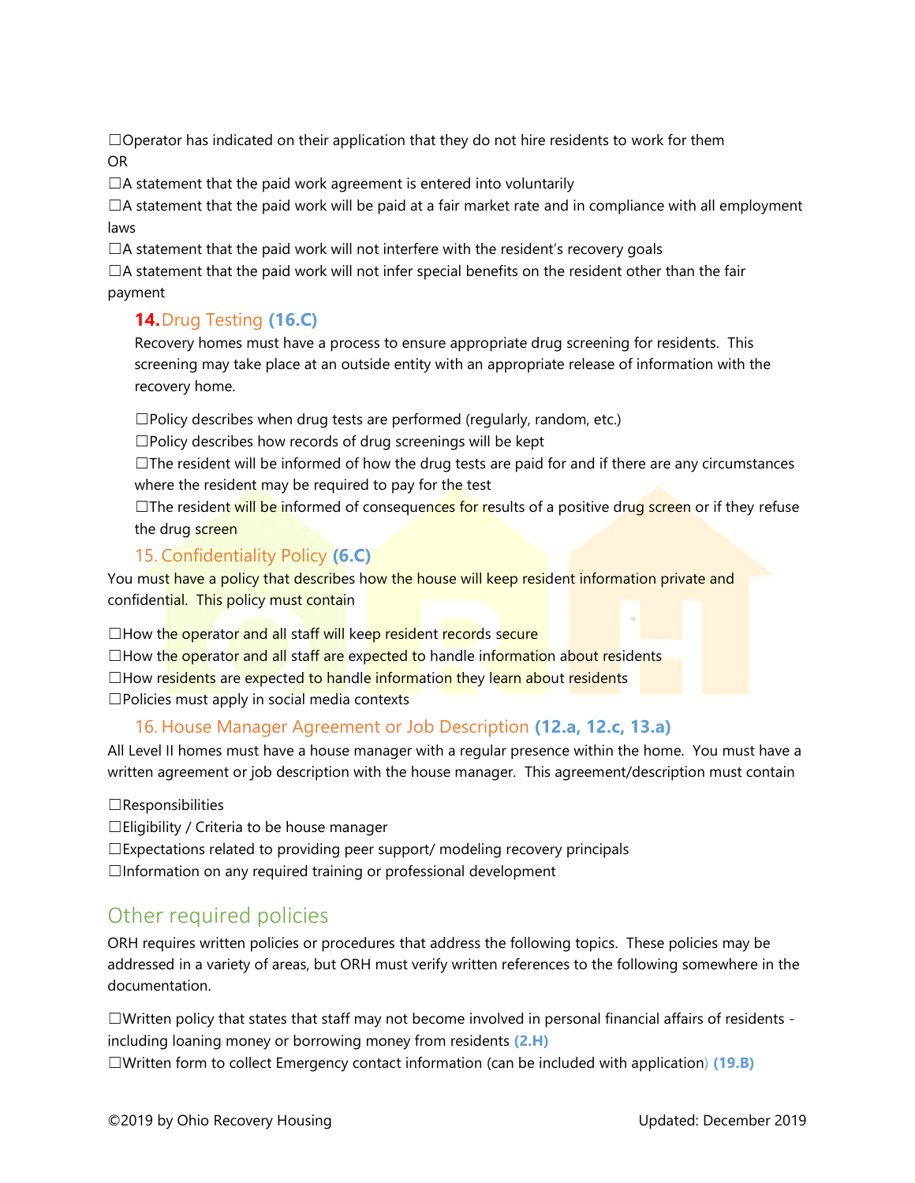☐Operator has indicated on their application that they do not hire residents to work for them
OR
☐A statement that the paid work agreement is entered into voluntarily
☐A statement that the paid work will be paid at a fair market rate and in compliance with all employment laws
☐A statement that the paid work will not interfere with the resident's recovery goals
☐A statement that the paid work will not infer special benefits on the resident other than the fair payment

### 14. Drug Testing **(16.C)**

Recovery homes must have a process to ensure appropriate drug screening for residents. This screening may take place at an outside entity with an appropriate release of information with the recovery home.

☐Policy describes when drug tests are performed (regularly, random, etc.)
☐Policy describes how records of drug screenings will be kept
☐The resident will be informed of how the drug tests are paid for and if there are any circumstances where the resident may be required to pay for the test
☐The resident will be informed of consequences for results of a positive drug screen or if they refuse the drug screen

### 15. Confidentiality Policy **(6.C)**

You must have a policy that describes how the house will keep resident information private and confidential. This policy must contain

☐How the operator and all staff will keep resident records secure
☐How the operator and all staff are expected to handle information about residents
☐How residents are expected to handle information they learn about residents
☐Policies must apply in social media contexts

### 16. House Manager Agreement or Job Description **(12.a, 12.c, 13.a)**

All Level II homes must have a house manager with a regular presence within the home. You must have a written agreement or job description with the house manager. This agreement/description must contain

☐Responsibilities
☐Eligibility / Criteria to be house manager
☐Expectations related to providing peer support/ modeling recovery principals
☐Information on any required training or professional development

## Other required policies

ORH requires written policies or procedures that address the following topics. These policies may be addressed in a variety of areas, but ORH must verify written references to the following somewhere in the documentation.

☐Written policy that states that staff may not become involved in personal financial affairs of residents - including loaning money or borrowing money from residents **(2.H)**
☐Written form to collect Emergency contact information (can be included with application) **(19.B)**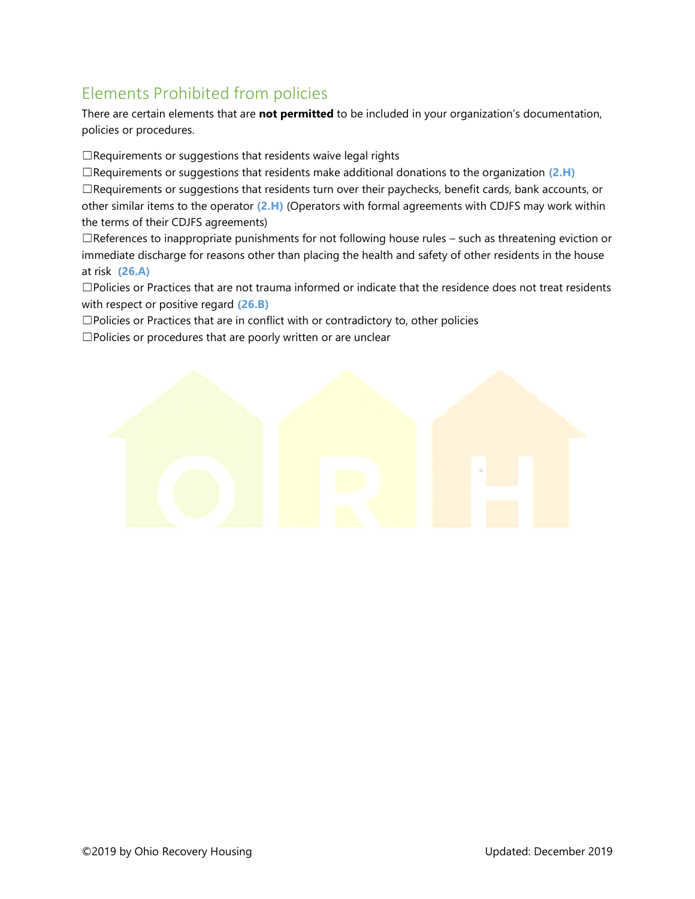## Elements Prohibited from policies

There are certain elements that are **not permitted** to be included in your organization's documentation, policies or procedures.

☐Requirements or suggestions that residents waive legal rights

☐Requirements or suggestions that residents make additional donations to the organization **(2.H)**

☐Requirements or suggestions that residents turn over their paychecks, benefit cards, bank accounts, or other similar items to the operator **(2.H)** (Operators with formal agreements with CDJFS may work within the terms of their CDJFS agreements)

☐References to inappropriate punishments for not following house rules – such as threatening eviction or immediate discharge for reasons other than placing the health and safety of other residents in the house at risk **(26.A)**

☐Policies or Practices that are not trauma informed or indicate that the residence does not treat residents with respect or positive regard **(26.B)**

☐Policies or Practices that are in conflict with or contradictory to, other policies

☐Policies or procedures that are poorly written or are unclear